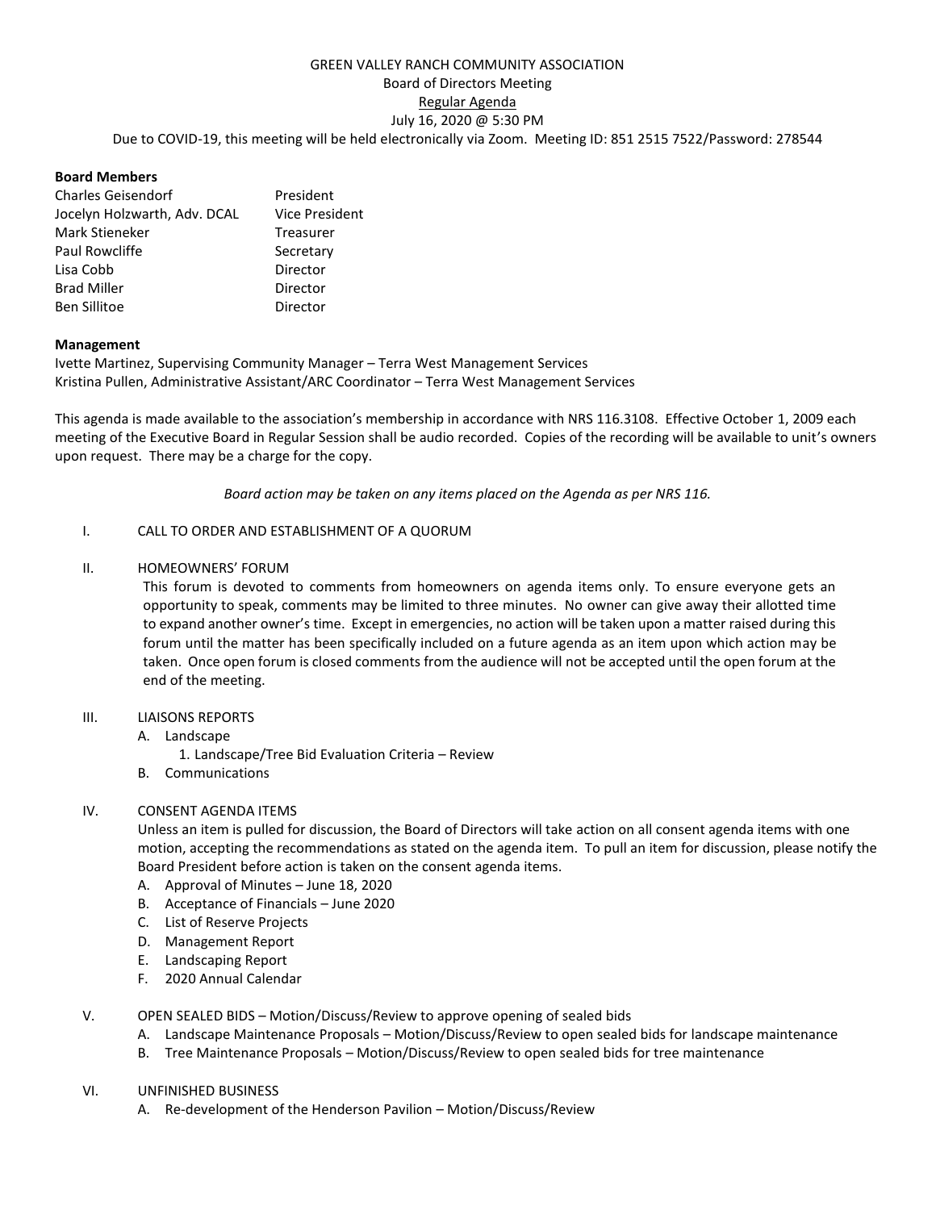# GREEN VALLEY RANCH COMMUNITY ASSOCIATION

Board of Directors Meeting

Regular Agenda

July 16, 2020 @ 5:30 PM

Due to COVID-19, this meeting will be held electronically via Zoom. Meeting ID: 851 2515 7522/Password: 278544

**Board Members**

| | |
|---|---|
| Charles Geisendorf | President |
| Jocelyn Holzwarth, Adv. DCAL | Vice President |
| Mark Stieneker | Treasurer |
| Paul Rowcliffe | Secretary |
| Lisa Cobb | Director |
| Brad Miller | Director |
| Ben Sillitoe | Director |

**Management**

Ivette Martinez, Supervising Community Manager – Terra West Management Services
Kristina Pullen, Administrative Assistant/ARC Coordinator – Terra West Management Services

This agenda is made available to the association's membership in accordance with NRS 116.3108. Effective October 1, 2009 each meeting of the Executive Board in Regular Session shall be audio recorded. Copies of the recording will be available to unit's owners upon request. There may be a charge for the copy.

*Board action may be taken on any items placed on the Agenda as per NRS 116.*

I. CALL TO ORDER AND ESTABLISHMENT OF A QUORUM

II. HOMEOWNERS' FORUM

This forum is devoted to comments from homeowners on agenda items only. To ensure everyone gets an opportunity to speak, comments may be limited to three minutes. No owner can give away their allotted time to expand another owner's time. Except in emergencies, no action will be taken upon a matter raised during this forum until the matter has been specifically included on a future agenda as an item upon which action may be taken. Once open forum is closed comments from the audience will not be accepted until the open forum at the end of the meeting.

III. LIAISONS REPORTS
   - A. Landscape
     1. Landscape/Tree Bid Evaluation Criteria – Review
   - B. Communications

IV. CONSENT AGENDA ITEMS

Unless an item is pulled for discussion, the Board of Directors will take action on all consent agenda items with one motion, accepting the recommendations as stated on the agenda item. To pull an item for discussion, please notify the Board President before action is taken on the consent agenda items.

   - A. Approval of Minutes – June 18, 2020
   - B. Acceptance of Financials – June 2020
   - C. List of Reserve Projects
   - D. Management Report
   - E. Landscaping Report
   - F. 2020 Annual Calendar

V. OPEN SEALED BIDS – Motion/Discuss/Review to approve opening of sealed bids
   - A. Landscape Maintenance Proposals – Motion/Discuss/Review to open sealed bids for landscape maintenance
   - B. Tree Maintenance Proposals – Motion/Discuss/Review to open sealed bids for tree maintenance

VI. UNFINISHED BUSINESS
   - A. Re-development of the Henderson Pavilion – Motion/Discuss/Review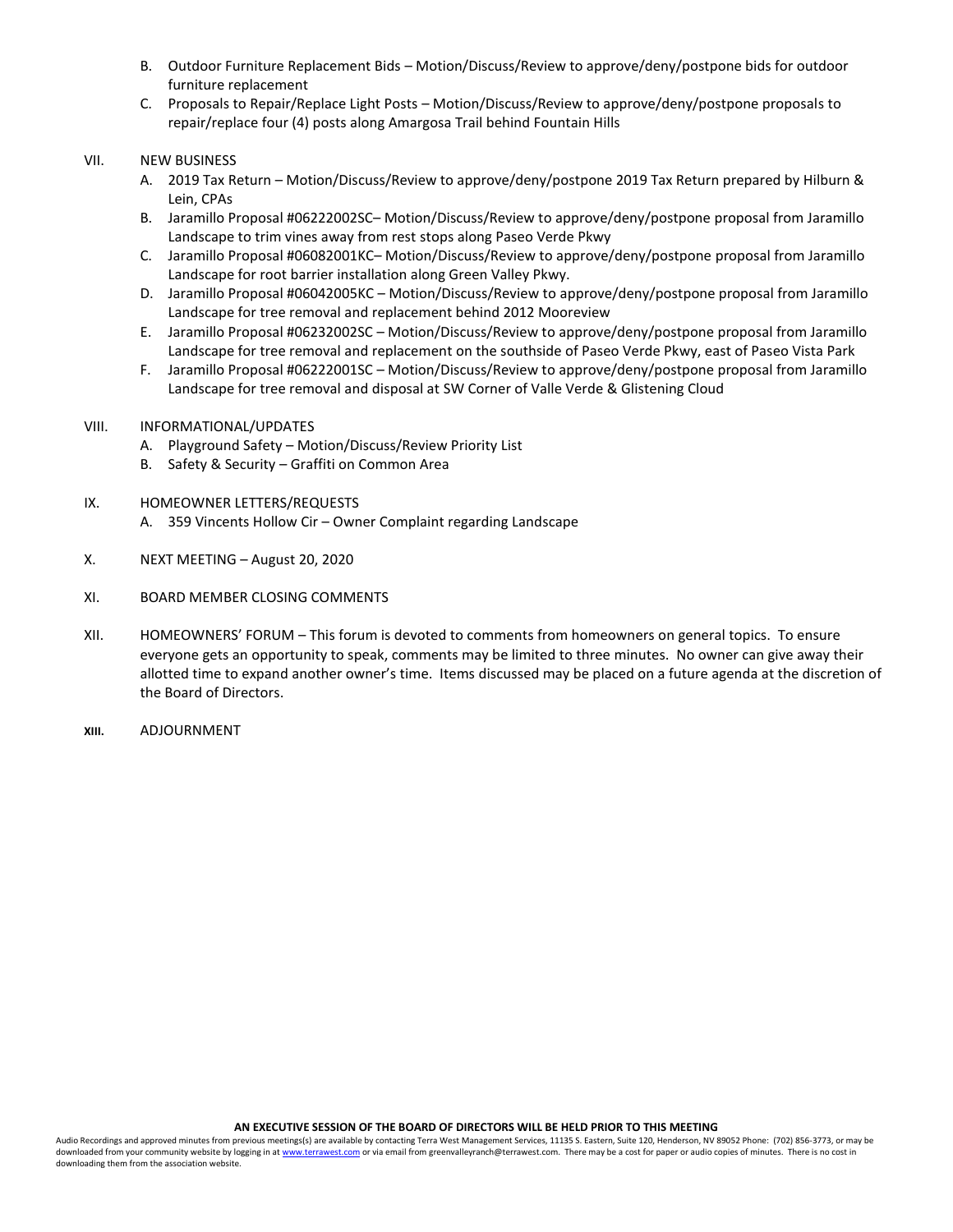B. Outdoor Furniture Replacement Bids – Motion/Discuss/Review to approve/deny/postpone bids for outdoor furniture replacement

C. Proposals to Repair/Replace Light Posts – Motion/Discuss/Review to approve/deny/postpone proposals to repair/replace four (4) posts along Amargosa Trail behind Fountain Hills

VII. NEW BUSINESS

A. 2019 Tax Return – Motion/Discuss/Review to approve/deny/postpone 2019 Tax Return prepared by Hilburn & Lein, CPAs

B. Jaramillo Proposal #06222002SC– Motion/Discuss/Review to approve/deny/postpone proposal from Jaramillo Landscape to trim vines away from rest stops along Paseo Verde Pkwy

C. Jaramillo Proposal #06082001KC– Motion/Discuss/Review to approve/deny/postpone proposal from Jaramillo Landscape for root barrier installation along Green Valley Pkwy.

D. Jaramillo Proposal #06042005KC – Motion/Discuss/Review to approve/deny/postpone proposal from Jaramillo Landscape for tree removal and replacement behind 2012 Mooreview

E. Jaramillo Proposal #06232002SC – Motion/Discuss/Review to approve/deny/postpone proposal from Jaramillo Landscape for tree removal and replacement on the southside of Paseo Verde Pkwy, east of Paseo Vista Park

F. Jaramillo Proposal #06222001SC – Motion/Discuss/Review to approve/deny/postpone proposal from Jaramillo Landscape for tree removal and disposal at SW Corner of Valle Verde & Glistening Cloud

VIII. INFORMATIONAL/UPDATES

A. Playground Safety – Motion/Discuss/Review Priority List

B. Safety & Security – Graffiti on Common Area

IX. HOMEOWNER LETTERS/REQUESTS

A. 359 Vincents Hollow Cir – Owner Complaint regarding Landscape

X. NEXT MEETING – August 20, 2020

XI. BOARD MEMBER CLOSING COMMENTS

XII. HOMEOWNERS' FORUM – This forum is devoted to comments from homeowners on general topics. To ensure everyone gets an opportunity to speak, comments may be limited to three minutes. No owner can give away their allotted time to expand another owner's time. Items discussed may be placed on a future agenda at the discretion of the Board of Directors.

XIII. ADJOURNMENT

**AN EXECUTIVE SESSION OF THE BOARD OF DIRECTORS WILL BE HELD PRIOR TO THIS MEETING**

Audio Recordings and approved minutes from previous meetings(s) are available by contacting Terra West Management Services, 11135 S. Eastern, Suite 120, Henderson, NV 89052 Phone: (702) 856-3773, or may be downloaded from your community website by logging in at www.terrawest.com or via email from greenvalleyranch@terrawest.com. There may be a cost for paper or audio copies of minutes. There is no cost in downloading them from the association website.